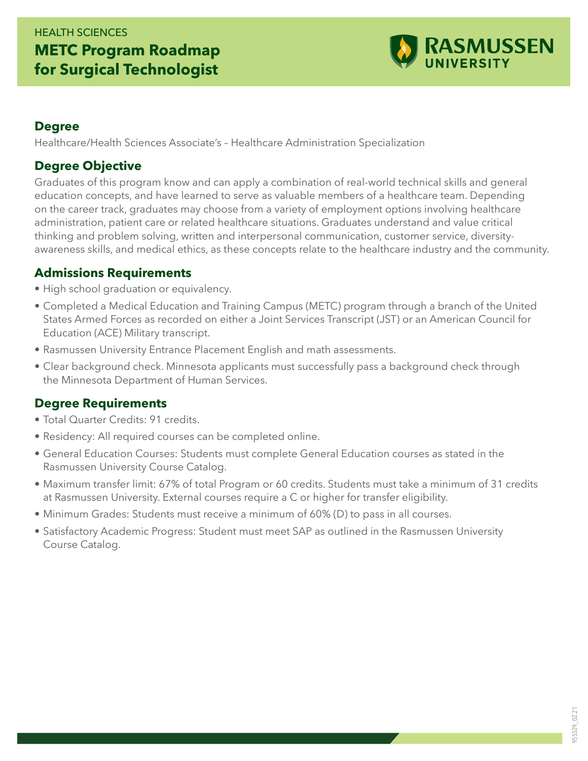HEALTH SCIENCES

# METC Program Roadmap for Surgical Technologist

RASMUSSEN UNIVERSITY

## Degree

Healthcare/Health Sciences Associate's – Healthcare Administration Specialization

## Degree Objective

Graduates of this program know and can apply a combination of real-world technical skills and general education concepts, and have learned to serve as valuable members of a healthcare team. Depending on the career track, graduates may choose from a variety of employment options involving healthcare administration, patient care or related healthcare situations. Graduates understand and value critical thinking and problem solving, written and interpersonal communication, customer service, diversity-awareness skills, and medical ethics, as these concepts relate to the healthcare industry and the community.

## Admissions Requirements

- High school graduation or equivalency.
- Completed a Medical Education and Training Campus (METC) program through a branch of the United States Armed Forces as recorded on either a Joint Services Transcript (JST) or an American Council for Education (ACE) Military transcript.
- Rasmussen University Entrance Placement English and math assessments.
- Clear background check. Minnesota applicants must successfully pass a background check through the Minnesota Department of Human Services.

## Degree Requirements

- Total Quarter Credits: 91 credits.
- Residency: All required courses can be completed online.
- General Education Courses: Students must complete General Education courses as stated in the Rasmussen University Course Catalog.
- Maximum transfer limit: 67% of total Program or 60 credits. Students must take a minimum of 31 credits at Rasmussen University. External courses require a C or higher for transfer eligibility.
- Minimum Grades: Students must receive a minimum of 60% (D) to pass in all courses.
- Satisfactory Academic Progress: Student must meet SAP as outlined in the Rasmussen University Course Catalog.

955529_02.21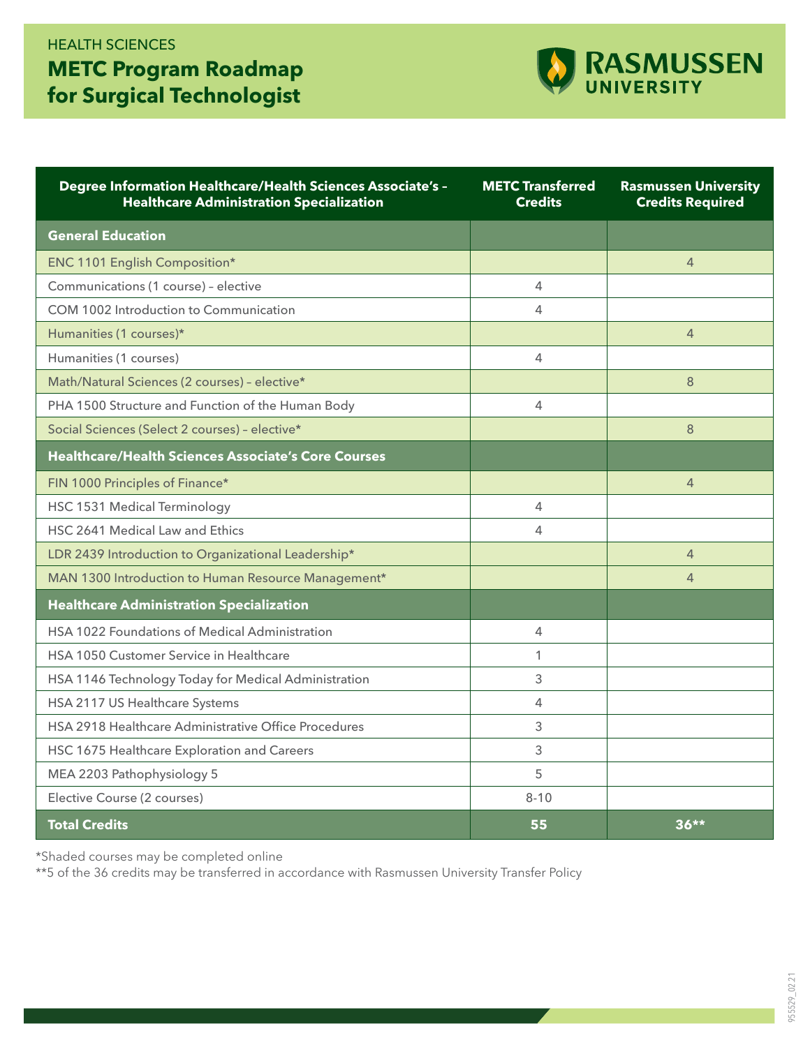HEALTH SCIENCES

# METC Program Roadmap for Surgical Technologist

RASMUSSEN UNIVERSITY

| Degree Information Healthcare/Health Sciences Associate's – Healthcare Administration Specialization | METC Transferred Credits | Rasmussen University Credits Required |
|---|---|---|
| **General Education** | | |
| ENC 1101 English Composition* | | 4 |
| Communications (1 course) – elective | 4 | |
| COM 1002 Introduction to Communication | 4 | |
| Humanities (1 courses)* | | 4 |
| Humanities (1 courses) | 4 | |
| Math/Natural Sciences (2 courses) – elective* | | 8 |
| PHA 1500 Structure and Function of the Human Body | 4 | |
| Social Sciences (Select 2 courses) – elective* | | 8 |
| **Healthcare/Health Sciences Associate's Core Courses** | | |
| FIN 1000 Principles of Finance* | | 4 |
| HSC 1531 Medical Terminology | 4 | |
| HSC 2641 Medical Law and Ethics | 4 | |
| LDR 2439 Introduction to Organizational Leadership* | | 4 |
| MAN 1300 Introduction to Human Resource Management* | | 4 |
| **Healthcare Administration Specialization** | | |
| HSA 1022 Foundations of Medical Administration | 4 | |
| HSA 1050 Customer Service in Healthcare | 1 | |
| HSA 1146 Technology Today for Medical Administration | 3 | |
| HSA 2117 US Healthcare Systems | 4 | |
| HSA 2918 Healthcare Administrative Office Procedures | 3 | |
| HSC 1675 Healthcare Exploration and Careers | 3 | |
| MEA 2203 Pathophysiology 5 | 5 | |
| Elective Course (2 courses) | 8-10 | |
| **Total Credits** | **55** | **36**** |

*Shaded courses may be completed online

**5 of the 36 credits may be transferred in accordance with Rasmussen University Transfer Policy